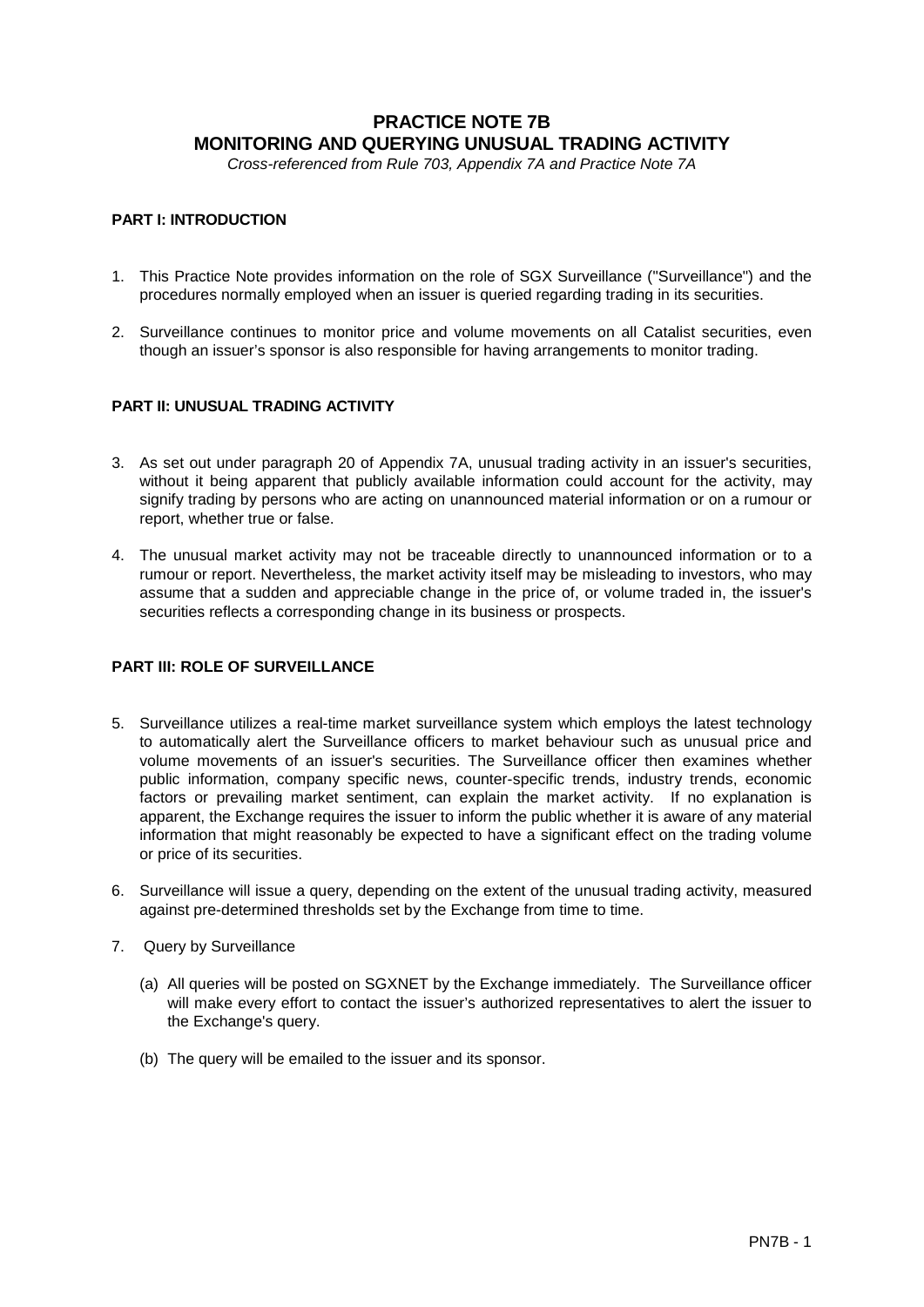# PRACTICE NOTE 7B
# MONITORING AND QUERYING UNUSUAL TRADING ACTIVITY

*Cross-referenced from Rule 703, Appendix 7A and Practice Note 7A*

## PART I: INTRODUCTION

1. This Practice Note provides information on the role of SGX Surveillance ("Surveillance") and the procedures normally employed when an issuer is queried regarding trading in its securities.

2. Surveillance continues to monitor price and volume movements on all Catalist securities, even though an issuer's sponsor is also responsible for having arrangements to monitor trading.

## PART II: UNUSUAL TRADING ACTIVITY

3. As set out under paragraph 20 of Appendix 7A, unusual trading activity in an issuer's securities, without it being apparent that publicly available information could account for the activity, may signify trading by persons who are acting on unannounced material information or on a rumour or report, whether true or false.

4. The unusual market activity may not be traceable directly to unannounced information or to a rumour or report. Nevertheless, the market activity itself may be misleading to investors, who may assume that a sudden and appreciable change in the price of, or volume traded in, the issuer's securities reflects a corresponding change in its business or prospects.

## PART III: ROLE OF SURVEILLANCE

5. Surveillance utilizes a real-time market surveillance system which employs the latest technology to automatically alert the Surveillance officers to market behaviour such as unusual price and volume movements of an issuer's securities. The Surveillance officer then examines whether public information, company specific news, counter-specific trends, industry trends, economic factors or prevailing market sentiment, can explain the market activity. If no explanation is apparent, the Exchange requires the issuer to inform the public whether it is aware of any material information that might reasonably be expected to have a significant effect on the trading volume or price of its securities.

6. Surveillance will issue a query, depending on the extent of the unusual trading activity, measured against pre-determined thresholds set by the Exchange from time to time.

7. Query by Surveillance

   (a) All queries will be posted on SGXNET by the Exchange immediately. The Surveillance officer will make every effort to contact the issuer's authorized representatives to alert the issuer to the Exchange's query.

   (b) The query will be emailed to the issuer and its sponsor.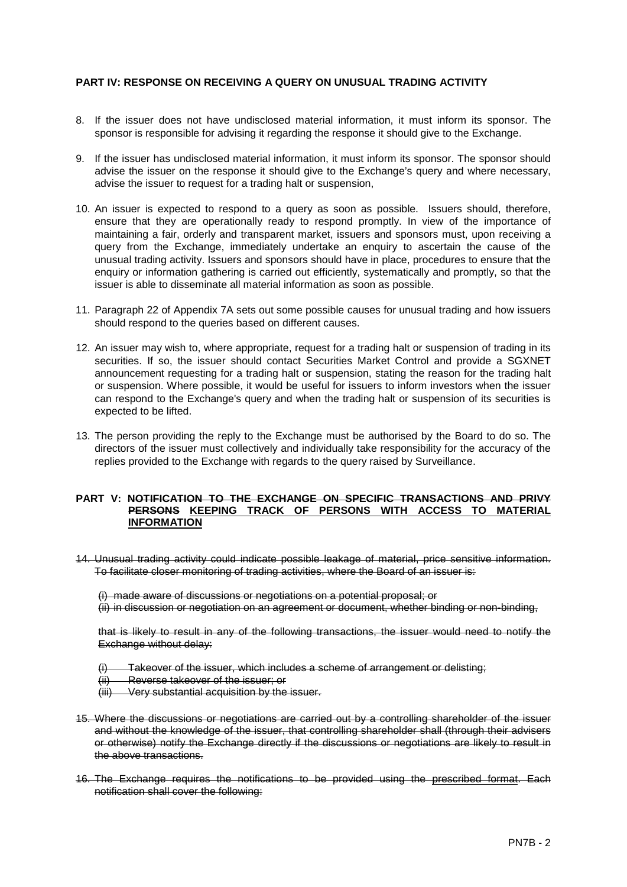## PART IV: RESPONSE ON RECEIVING A QUERY ON UNUSUAL TRADING ACTIVITY

8. If the issuer does not have undisclosed material information, it must inform its sponsor. The sponsor is responsible for advising it regarding the response it should give to the Exchange.

9. If the issuer has undisclosed material information, it must inform its sponsor. The sponsor should advise the issuer on the response it should give to the Exchange's query and where necessary, advise the issuer to request for a trading halt or suspension,

10. An issuer is expected to respond to a query as soon as possible. Issuers should, therefore, ensure that they are operationally ready to respond promptly. In view of the importance of maintaining a fair, orderly and transparent market, issuers and sponsors must, upon receiving a query from the Exchange, immediately undertake an enquiry to ascertain the cause of the unusual trading activity. Issuers and sponsors should have in place, procedures to ensure that the enquiry or information gathering is carried out efficiently, systematically and promptly, so that the issuer is able to disseminate all material information as soon as possible.

11. Paragraph 22 of Appendix 7A sets out some possible causes for unusual trading and how issuers should respond to the queries based on different causes.

12. An issuer may wish to, where appropriate, request for a trading halt or suspension of trading in its securities. If so, the issuer should contact Securities Market Control and provide a SGXNET announcement requesting for a trading halt or suspension, stating the reason for the trading halt or suspension. Where possible, it would be useful for issuers to inform investors when the issuer can respond to the Exchange's query and when the trading halt or suspension of its securities is expected to be lifted.

13. The person providing the reply to the Exchange must be authorised by the Board to do so. The directors of the issuer must collectively and individually take responsibility for the accuracy of the replies provided to the Exchange with regards to the query raised by Surveillance.

## PART V: ~~NOTIFICATION TO THE EXCHANGE ON SPECIFIC TRANSACTIONS AND PRIVY PERSONS~~ KEEPING TRACK OF PERSONS WITH ACCESS TO MATERIAL INFORMATION

~~14. Unusual trading activity could indicate possible leakage of material, price sensitive information. To facilitate closer monitoring of trading activities, where the Board of an issuer is:~~

~~(i) made aware of discussions or negotiations on a potential proposal; or~~
~~(ii) in discussion or negotiation on an agreement or document, whether binding or non-binding,~~

~~that is likely to result in any of the following transactions, the issuer would need to notify the Exchange without delay:~~

~~(i) Takeover of the issuer, which includes a scheme of arrangement or delisting;~~
~~(ii) Reverse takeover of the issuer; or~~
~~(iii) Very substantial acquisition by the issuer.~~

~~15. Where the discussions or negotiations are carried out by a controlling shareholder of the issuer and without the knowledge of the issuer, that controlling shareholder shall (through their advisers or otherwise) notify the Exchange directly if the discussions or negotiations are likely to result in the above transactions.~~

~~16. The Exchange requires the notifications to be provided using the prescribed format. Each notification shall cover the following:~~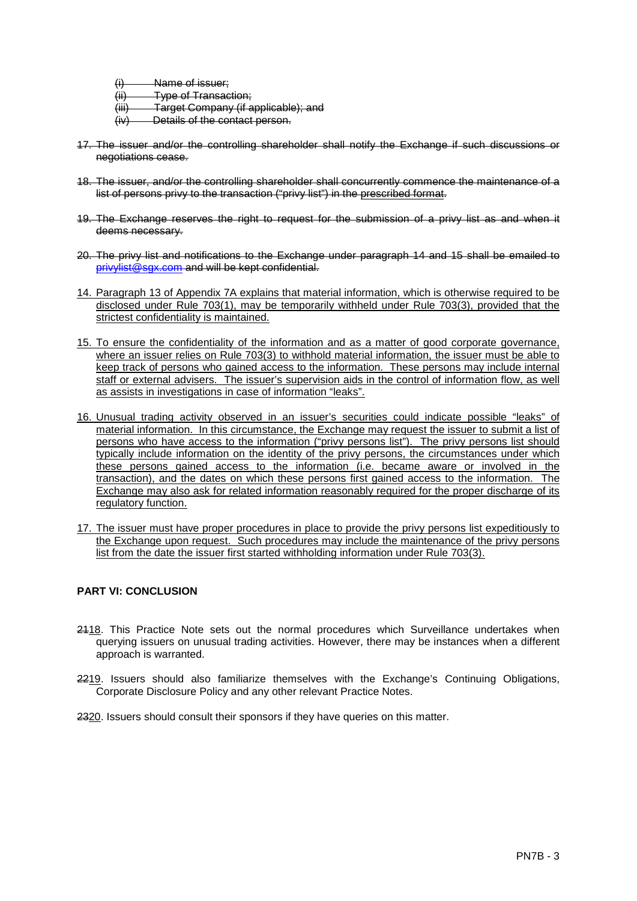~~(i) Name of issuer;~~
~~(ii) Type of Transaction;~~
~~(iii) Target Company (if applicable); and~~
~~(iv) Details of the contact person.~~

~~17. The issuer and/or the controlling shareholder shall notify the Exchange if such discussions or negotiations cease.~~

~~18. The issuer, and/or the controlling shareholder shall concurrently commence the maintenance of a list of persons privy to the transaction ("privy list") in the prescribed format.~~

~~19. The Exchange reserves the right to request for the submission of a privy list as and when it deems necessary.~~

~~20. The privy list and notifications to the Exchange under paragraph 14 and 15 shall be emailed to privylist@sgx.com and will be kept confidential.~~

14. Paragraph 13 of Appendix 7A explains that material information, which is otherwise required to be disclosed under Rule 703(1), may be temporarily withheld under Rule 703(3), provided that the strictest confidentiality is maintained.

15. To ensure the confidentiality of the information and as a matter of good corporate governance, where an issuer relies on Rule 703(3) to withhold material information, the issuer must be able to keep track of persons who gained access to the information. These persons may include internal staff or external advisers. The issuer's supervision aids in the control of information flow, as well as assists in investigations in case of information "leaks".

16. Unusual trading activity observed in an issuer's securities could indicate possible "leaks" of material information. In this circumstance, the Exchange may request the issuer to submit a list of persons who have access to the information ("privy persons list"). The privy persons list should typically include information on the identity of the privy persons, the circumstances under which these persons gained access to the information (i.e. became aware or involved in the transaction), and the dates on which these persons first gained access to the information. The Exchange may also ask for related information reasonably required for the proper discharge of its regulatory function.

17. The issuer must have proper procedures in place to provide the privy persons list expeditiously to the Exchange upon request. Such procedures may include the maintenance of the privy persons list from the date the issuer first started withholding information under Rule 703(3).

**PART VI: CONCLUSION**

~~21~~18. This Practice Note sets out the normal procedures which Surveillance undertakes when querying issuers on unusual trading activities. However, there may be instances when a different approach is warranted.

~~22~~19. Issuers should also familiarize themselves with the Exchange's Continuing Obligations, Corporate Disclosure Policy and any other relevant Practice Notes.

~~23~~20. Issuers should consult their sponsors if they have queries on this matter.